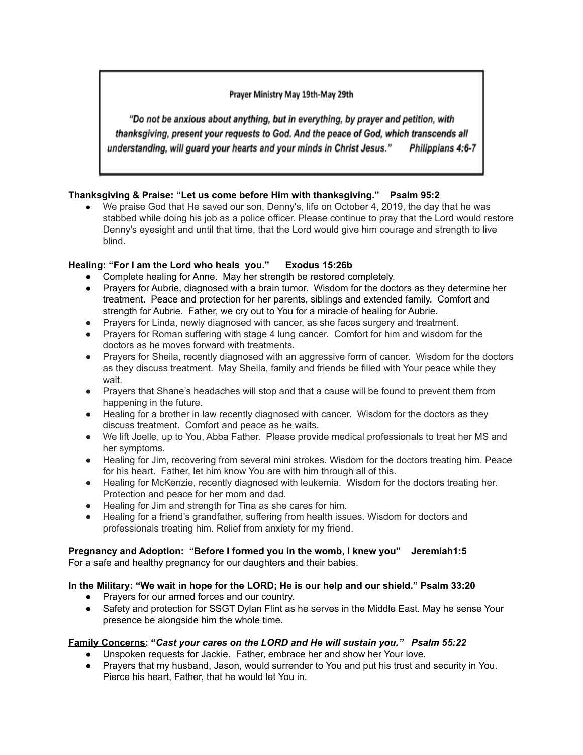Prayer Ministry May 19th-May 29th

*"Do not be anxious about anything, but in everything, by prayer and petition, with thanksgiving, present your requests to God. And the peace of God, which transcends all understanding, will guard your hearts and your minds in Christ Jesus." Philippians 4:6-7*

**Thanksgiving & Praise: "Let us come before Him with thanksgiving." Psalm 95:2**

- We praise God that He saved our son, Denny's, life on October 4, 2019, the day that he was stabbed while doing his job as a police officer. Please continue to pray that the Lord would restore Denny's eyesight and until that time, that the Lord would give him courage and strength to live blind.

**Healing: "For I am the Lord who heals you." Exodus 15:26b**

- Complete healing for Anne. May her strength be restored completely.
- Prayers for Aubrie, diagnosed with a brain tumor. Wisdom for the doctors as they determine her treatment. Peace and protection for her parents, siblings and extended family. Comfort and strength for Aubrie. Father, we cry out to You for a miracle of healing for Aubrie.
- Prayers for Linda, newly diagnosed with cancer, as she faces surgery and treatment.
- Prayers for Roman suffering with stage 4 lung cancer. Comfort for him and wisdom for the doctors as he moves forward with treatments.
- Prayers for Sheila, recently diagnosed with an aggressive form of cancer. Wisdom for the doctors as they discuss treatment. May Sheila, family and friends be filled with Your peace while they wait.
- Prayers that Shane's headaches will stop and that a cause will be found to prevent them from happening in the future.
- Healing for a brother in law recently diagnosed with cancer. Wisdom for the doctors as they discuss treatment. Comfort and peace as he waits.
- We lift Joelle, up to You, Abba Father. Please provide medical professionals to treat her MS and her symptoms.
- Healing for Jim, recovering from several mini strokes. Wisdom for the doctors treating him. Peace for his heart. Father, let him know You are with him through all of this.
- Healing for McKenzie, recently diagnosed with leukemia. Wisdom for the doctors treating her. Protection and peace for her mom and dad.
- Healing for Jim and strength for Tina as she cares for him.
- Healing for a friend's grandfather, suffering from health issues. Wisdom for doctors and professionals treating him. Relief from anxiety for my friend.

**Pregnancy and Adoption: "Before I formed you in the womb, I knew you" Jeremiah1:5**

For a safe and healthy pregnancy for our daughters and their babies.

**In the Military: "We wait in hope for the LORD; He is our help and our shield." Psalm 33:20**

- Prayers for our armed forces and our country.
- Safety and protection for SSGT Dylan Flint as he serves in the Middle East. May he sense Your presence be alongside him the whole time.

**Family Concerns: "*Cast your cares on the LORD and He will sustain you." Psalm 55:22***

- Unspoken requests for Jackie. Father, embrace her and show her Your love.
- Prayers that my husband, Jason, would surrender to You and put his trust and security in You. Pierce his heart, Father, that he would let You in.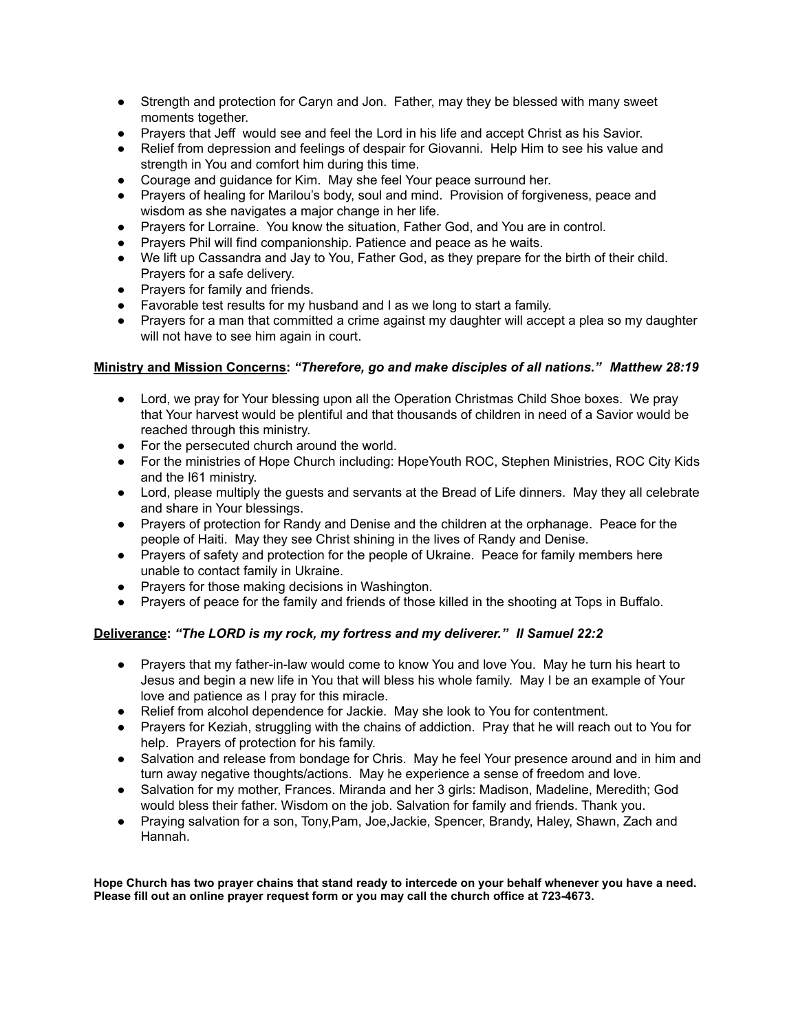- Strength and protection for Caryn and Jon. Father, may they be blessed with many sweet moments together.
- Prayers that Jeff would see and feel the Lord in his life and accept Christ as his Savior.
- Relief from depression and feelings of despair for Giovanni. Help Him to see his value and strength in You and comfort him during this time.
- Courage and guidance for Kim. May she feel Your peace surround her.
- Prayers of healing for Marilou's body, soul and mind. Provision of forgiveness, peace and wisdom as she navigates a major change in her life.
- Prayers for Lorraine. You know the situation, Father God, and You are in control.
- Prayers Phil will find companionship. Patience and peace as he waits.
- We lift up Cassandra and Jay to You, Father God, as they prepare for the birth of their child. Prayers for a safe delivery.
- Prayers for family and friends.
- Favorable test results for my husband and I as we long to start a family.
- Prayers for a man that committed a crime against my daughter will accept a plea so my daughter will not have to see him again in court.

**<u>Ministry and Mission Concerns</u>:** ***"Therefore, go and make disciples of all nations." Matthew 28:19***

- Lord, we pray for Your blessing upon all the Operation Christmas Child Shoe boxes. We pray that Your harvest would be plentiful and that thousands of children in need of a Savior would be reached through this ministry.
- For the persecuted church around the world.
- For the ministries of Hope Church including: HopeYouth ROC, Stephen Ministries, ROC City Kids and the I61 ministry.
- Lord, please multiply the guests and servants at the Bread of Life dinners. May they all celebrate and share in Your blessings.
- Prayers of protection for Randy and Denise and the children at the orphanage. Peace for the people of Haiti. May they see Christ shining in the lives of Randy and Denise.
- Prayers of safety and protection for the people of Ukraine. Peace for family members here unable to contact family in Ukraine.
- Prayers for those making decisions in Washington.
- Prayers of peace for the family and friends of those killed in the shooting at Tops in Buffalo.

**<u>Deliverance</u>:** ***"The LORD is my rock, my fortress and my deliverer." II Samuel 22:2***

- Prayers that my father-in-law would come to know You and love You. May he turn his heart to Jesus and begin a new life in You that will bless his whole family. May I be an example of Your love and patience as I pray for this miracle.
- Relief from alcohol dependence for Jackie. May she look to You for contentment.
- Prayers for Keziah, struggling with the chains of addiction. Pray that he will reach out to You for help. Prayers of protection for his family.
- Salvation and release from bondage for Chris. May he feel Your presence around and in him and turn away negative thoughts/actions. May he experience a sense of freedom and love.
- Salvation for my mother, Frances. Miranda and her 3 girls: Madison, Madeline, Meredith; God would bless their father. Wisdom on the job. Salvation for family and friends. Thank you.
- Praying salvation for a son, Tony,Pam, Joe,Jackie, Spencer, Brandy, Haley, Shawn, Zach and Hannah.

**Hope Church has two prayer chains that stand ready to intercede on your behalf whenever you have a need. Please fill out an online prayer request form or you may call the church office at 723-4673.**